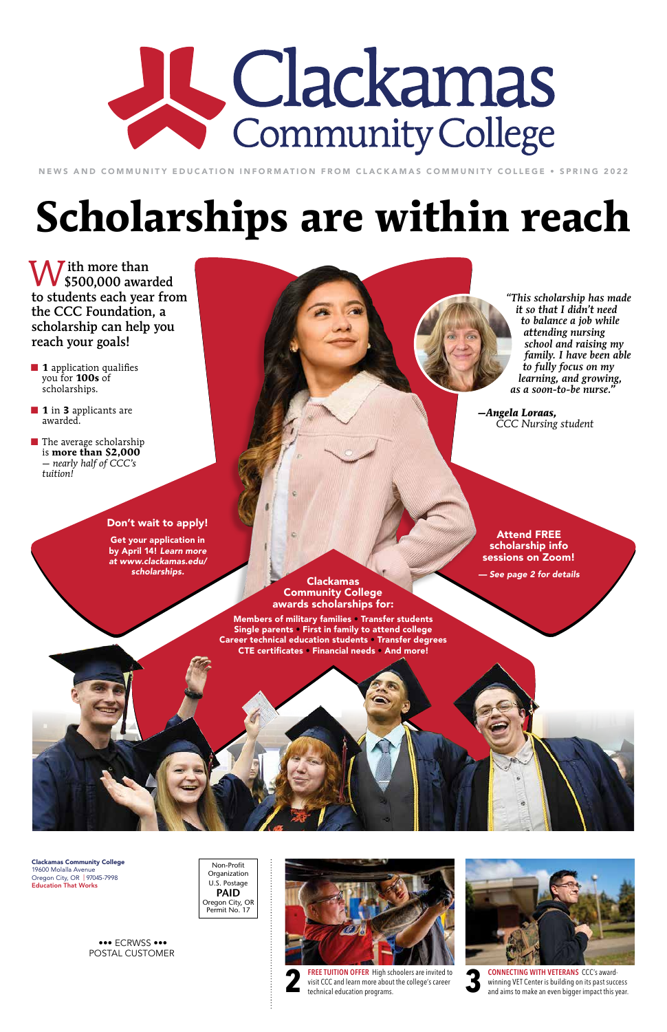# Clackamas Community College

NEWS AND COMMUNITY EDUCATION INFORMATION FROM CLACKAMAS COMMUNITY COLLEGE • SPRING 2022

# Scholarships are within reach

With more than $500,000 awarded to students each year from the CCC Foundation, a scholarship can help you reach your goals!

- **1** application qualifies you for **100s** of scholarships.
- **1** in **3** applicants are awarded.
- The average scholarship is **more than $2,000** *— nearly half of CCC's tuition!*

*"This scholarship has made it so that I didn't need to balance a job while attending nursing school and raising my family. I have been able to fully focus on my learning, and growing, as a soon-to-be nurse."*

***—Angela Loraas,*** *CCC Nursing student*

**Don't wait to apply!**

**Get your application in by April 14!** ***Learn more at www.clackamas.edu/scholarships.***

**Attend FREE scholarship info sessions on Zoom!**

***— See page 2 for details***

**Clackamas Community College awards scholarships for:**

**Members of military families • Transfer students • Single parents • First in family to attend college • Career technical education students • Transfer degrees • CTE certificates • Financial needs • And more!**

**Clackamas Community College**
19600 Molalla Avenue
Oregon City, OR | 97045-7998
**Education That Works**

Non-Profit Organization
U.S. Postage
**PAID**
Oregon City, OR
Permit No. 17

••• ECRWSS •••
POSTAL CUSTOMER

**2** **FREE TUITION OFFER** High schoolers are invited to visit CCC and learn more about the college's career technical education programs.

**3** **CONNECTING WITH VETERANS** CCC's award-winning VET Center is building on its past success and aims to make an even bigger impact this year.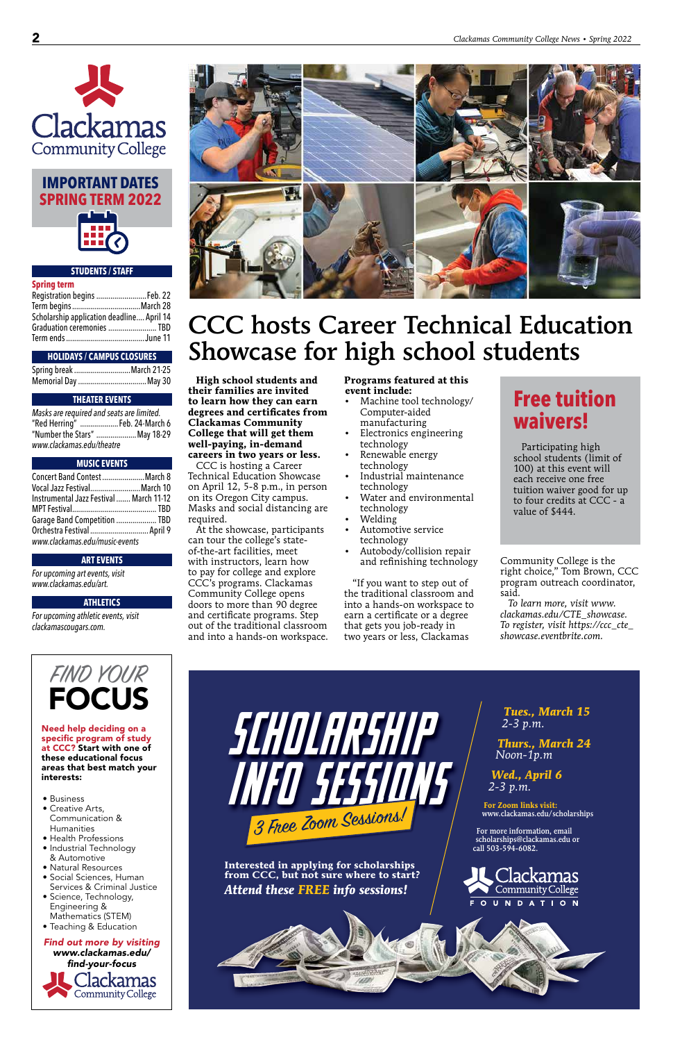Clackamas Community College

## IMPORTANT DATES SPRING TERM 2022

### STUDENTS / STAFF

**Spring term**

Registration begins .......................... Feb. 22
Term begins .................................. March 28
Scholarship application deadline.... April 14
Graduation ceremonies ........................ TBD
Term ends ........................................ June 11

### HOLIDAYS / CAMPUS CLOSURES

Spring break ............................ March 21-25
Memorial Day .................................. May 30

### THEATER EVENTS

*Masks are required and seats are limited.*

"Red Herring" ................... Feb. 24-March 6
"Number the Stars" .................... May 18-29
*www.clackamas.edu/theatre*

### MUSIC EVENTS

Concert Band Contest ..................... March 8
Vocal Jazz Festival......................... March 10
Instrumental Jazz Festival ....... March 11-12
MPT Festival........................................ TBD
Garage Band Competition .................... TBD
Orchestra Festival ............................. April 9
*www.clackamas.edu/music-events*

### ART EVENTS

*For upcoming art events, visit www.clackamas.edu/art.*

### ATHLETICS

*For upcoming athletic events, visit clackamascougars.com.*

# CCC hosts Career Technical Education Showcase for high school students

**High school students and their families are invited to learn how they can earn degrees and certificates from Clackamas Community College that will get them well-paying, in-demand careers in two years or less.**

CCC is hosting a Career Technical Education Showcase on April 12, 5-8 p.m., in person on its Oregon City campus. Masks and social distancing are required.

At the showcase, participants can tour the college's state-of-the-art facilities, meet with instructors, learn how to pay for college and explore CCC's programs. Clackamas Community College opens doors to more than 90 degree and certificate programs. Step out of the traditional classroom and into a hands-on workspace.

**Programs featured at this event include:**

- Machine tool technology/ Computer-aided manufacturing
- Electronics engineering technology
- Renewable energy technology
- Industrial maintenance technology
- Water and environmental technology
- Welding
- Automotive service technology
- Autobody/collision repair and refinishing technology

"If you want to step out of the traditional classroom and into a hands-on workspace to earn a certificate or a degree that gets you job-ready in two years or less, Clackamas Community College is the right choice," Tom Brown, CCC program outreach coordinator, said.

*To learn more, visit www.clackamas.edu/CTE_showcase. To register, visit https://ccc_cte_showcase.eventbrite.com.*

## Free tuition waivers!

Participating high school students (limit of 100) at this event will each receive one free tuition waiver good for up to four credits at CCC - a value of $444.

## FIND YOUR FOCUS

**Need help deciding on a specific program of study at CCC? Start with one of these educational focus areas that best match your interests:**

- Business
- Creative Arts, Communication & Humanities
- Health Professions
- Industrial Technology & Automotive
- Natural Resources
- Social Sciences, Human Services & Criminal Justice
- Science, Technology, Engineering & Mathematics (STEM)
- Teaching & Education

*Find out more by visiting* ***www.clackamas.edu/find-your-focus***

Clackamas Community College

## SCHOLARSHIP INFO SESSIONS

*3 Free Zoom Sessions!*

**Interested in applying for scholarships from CCC, but not sure where to start?**

***Attend these FREE info sessions!***

*Tues., March 15*
2-3 p.m.

*Thurs., March 24*
Noon-1p.m

*Wed., April 6*
2-3 p.m.

**For Zoom links visit:** www.clackamas.edu/scholarships

For more information, email scholarships@clackamas.edu or call 503-594-6082.

Clackamas Community College FOUNDATION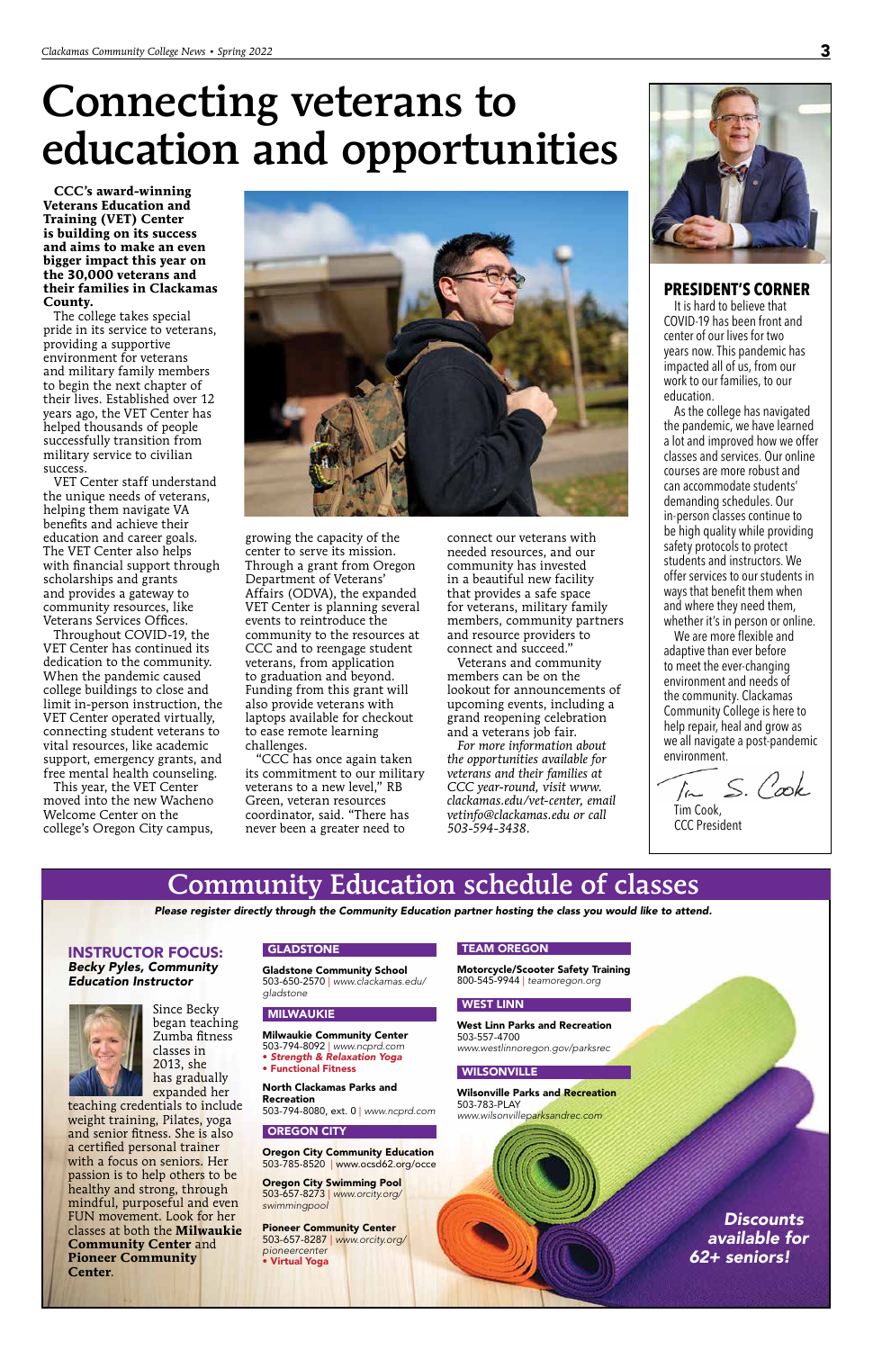# Connecting veterans to education and opportunities

**CCC's award-winning Veterans Education and Training (VET) Center is building on its success and aims to make an even bigger impact this year on the 30,000 veterans and their families in Clackamas County.**

The college takes special pride in its service to veterans, providing a supportive environment for veterans and military family members to begin the next chapter of their lives. Established over 12 years ago, the VET Center has helped thousands of people successfully transition from military service to civilian success.

VET Center staff understand the unique needs of veterans, helping them navigate VA benefits and achieve their education and career goals. The VET Center also helps with financial support through scholarships and grants and provides a gateway to community resources, like Veterans Services Offices.

Throughout COVID-19, the VET Center has continued its dedication to the community. When the pandemic caused college buildings to close and limit in-person instruction, the VET Center operated virtually, connecting student veterans to vital resources, like academic support, emergency grants, and free mental health counseling.

This year, the VET Center moved into the new Wacheno Welcome Center on the college's Oregon City campus, growing the capacity of the center to serve its mission. Through a grant from Oregon Department of Veterans' Affairs (ODVA), the expanded VET Center is planning several events to reintroduce the community to the resources at CCC and to reengage student veterans, from application to graduation and beyond. Funding from this grant will also provide veterans with laptops available for checkout to ease remote learning challenges.

"CCC has once again taken its commitment to our military veterans to a new level," RB Green, veteran resources coordinator, said. "There has never been a greater need to connect our veterans with needed resources, and our community has invested in a beautiful new facility that provides a safe space for veterans, military family members, community partners and resource providers to connect and succeed."

Veterans and community members can be on the lookout for announcements of upcoming events, including a grand reopening celebration and a veterans job fair.

*For more information about the opportunities available for veterans and their families at CCC year-round, visit www.clackamas.edu/vet-center, email vetinfo@clackamas.edu or call 503-594-3438.*

## PRESIDENT'S CORNER

It is hard to believe that COVID-19 has been front and center of our lives for two years now. This pandemic has impacted all of us, from our work to our families, to our education.

As the college has navigated the pandemic, we have learned a lot and improved how we offer classes and services. Our online courses are more robust and can accommodate students' demanding schedules. Our in-person classes continue to be high quality while providing safety protocols to protect students and instructors. We offer services to our students in ways that benefit them when and where they need them, whether it's in person or online.

We are more flexible and adaptive than ever before to meet the ever-changing environment and needs of the community. Clackamas Community College is here to help repair, heal and grow as we all navigate a post-pandemic environment.

Tim S. Cook

Tim Cook,
CCC President

# Community Education schedule of classes

***Please register directly through the Community Education partner hosting the class you would like to attend.***

### INSTRUCTOR FOCUS:
***Becky Pyles, Community Education Instructor***

Since Becky began teaching Zumba fitness classes in 2013, she has gradually expanded her teaching credentials to include weight training, Pilates, yoga and senior fitness. She is also a certified personal trainer with a focus on seniors. Her passion is to help others to be healthy and strong, through mindful, purposeful and even FUN movement. Look for her classes at both the **Milwaukie Community Center** and **Pioneer Community Center**.

### GLADSTONE

**Gladstone Community School**
503-650-2570 | *www.clackamas.edu/gladstone*

### MILWAUKIE

**Milwaukie Community Center**
503-794-8092 | *www.ncprd.com*
- ***Strength & Relaxation Yoga***
- **Functional Fitness**

**North Clackamas Parks and Recreation**
503-794-8080, ext. 0 | *www.ncprd.com*

### OREGON CITY

**Oregon City Community Education**
503-785-8520 | www.ocsd62.org/occe

**Oregon City Swimming Pool**
503-657-8273 | *www.orcity.org/swimmingpool*

**Pioneer Community Center**
503-657-8287 | *www.orcity.org/pioneercenter*
- **Virtual Yoga**

### TEAM OREGON

**Motorcycle/Scooter Safety Training**
800-545-9944 | *teamoregon.org*

### WEST LINN

**West Linn Parks and Recreation**
503-557-4700
*www.westlinnoregon.gov/parksrec*

### WILSONVILLE

**Wilsonville Parks and Recreation**
503-783-PLAY
*www.wilsonvilleparksandrec.com*

***Discounts available for 62+ seniors!***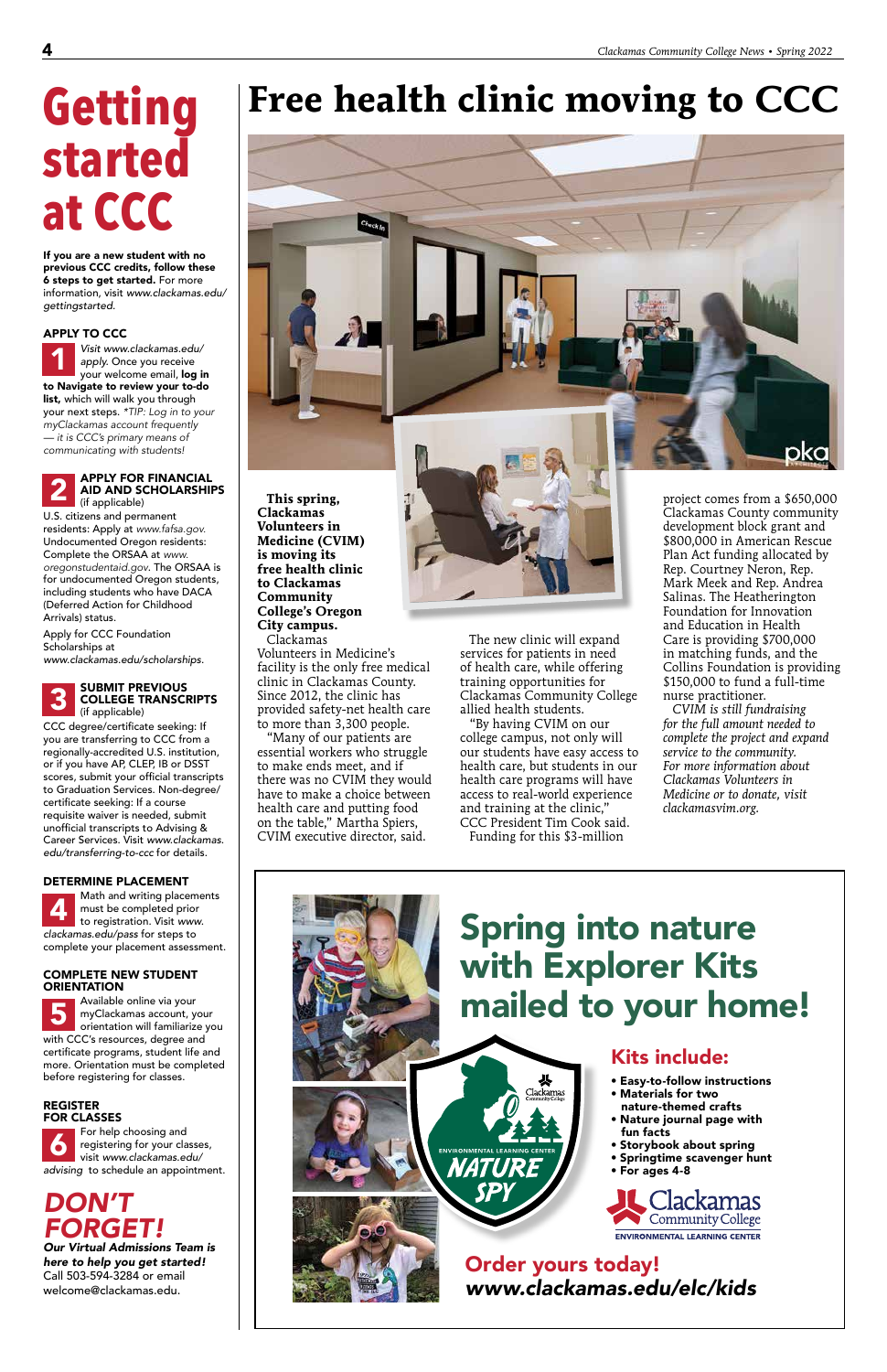# Getting started at CCC

**If you are a new student with no previous CCC credits, follow these 6 steps to get started.** For more information, visit *www.clackamas.edu/gettingstarted.*

### APPLY TO CCC

**1** *Visit www.clackamas.edu/apply.* Once you receive your welcome email, **log in to Navigate to review your to-do list,** which will walk you through your next steps. *\*TIP: Log in to your myClackamas account frequently — it is CCC's primary means of communicating with students!*

### APPLY FOR FINANCIAL AID AND SCHOLARSHIPS

**2** (if applicable)

U.S. citizens and permanent residents: Apply at *www.fafsa.gov.* Undocumented Oregon residents: Complete the ORSAA at *www.oregonstudentaid.gov.* The ORSAA is for undocumented Oregon students, including students who have DACA (Deferred Action for Childhood Arrivals) status.

Apply for CCC Foundation Scholarships at *www.clackamas.edu/scholarships.*

### SUBMIT PREVIOUS COLLEGE TRANSCRIPTS

**3** (if applicable)

CCC degree/certificate seeking: If you are transferring to CCC from a regionally-accredited U.S. institution, or if you have AP, CLEP, IB or DSST scores, submit your official transcripts to Graduation Services. Non-degree/certificate seeking: If a course requisite waiver is needed, submit unofficial transcripts to Advising & Career Services. Visit *www.clackamas.edu/transferring-to-ccc* for details.

### DETERMINE PLACEMENT

**4** Math and writing placements must be completed prior to registration. Visit *www.clackamas.edu/pass* for steps to complete your placement assessment.

### COMPLETE NEW STUDENT ORIENTATION

**5** Available online via your myClackamas account, your orientation will familiarize you with CCC's resources, degree and certificate programs, student life and more. Orientation must be completed before registering for classes.

### REGISTER FOR CLASSES

**6** For help choosing and registering for your classes, visit *www.clackamas.edu/advising* to schedule an appointment.

## *DON'T FORGET!*

***Our Virtual Admissions Team is here to help you get started!*** Call 503-594-3284 or email welcome@clackamas.edu.

# Free health clinic moving to CCC

**This spring, Clackamas Volunteers in Medicine (CVIM) is moving its free health clinic to Clackamas Community College's Oregon City campus.**

Clackamas Volunteers in Medicine's facility is the only free medical clinic in Clackamas County. Since 2012, the clinic has provided safety-net health care to more than 3,300 people.

"Many of our patients are essential workers who struggle to make ends meet, and if there was no CVIM they would have to make a choice between health care and putting food on the table," Martha Spiers, CVIM executive director, said.

The new clinic will expand services for patients in need of health care, while offering training opportunities for Clackamas Community College allied health students.

"By having CVIM on our college campus, not only will our students have easy access to health care, but students in our health care programs will have access to real-world experience and training at the clinic," CCC President Tim Cook said.

Funding for this $3-million project comes from a $650,000 Clackamas County community development block grant and $800,000 in American Rescue Plan Act funding allocated by Rep. Courtney Neron, Rep. Mark Meek and Rep. Andrea Salinas. The Heatherington Foundation for Innovation and Education in Health Care is providing $700,000 in matching funds, and the Collins Foundation is providing $150,000 to fund a full-time nurse practitioner.

*CVIM is still fundraising for the full amount needed to complete the project and expand service to the community. For more information about Clackamas Volunteers in Medicine or to donate, visit clackamasvim.org.*

## Spring into nature with Explorer Kits mailed to your home!

### Kits include:

- Easy-to-follow instructions
- Materials for two nature-themed crafts
- Nature journal page with fun facts
- Storybook about spring
- Springtime scavenger hunt
- For ages 4-8

Clackamas Community College
ENVIRONMENTAL LEARNING CENTER

**Order yours today!**
***www.clackamas.edu/elc/kids***